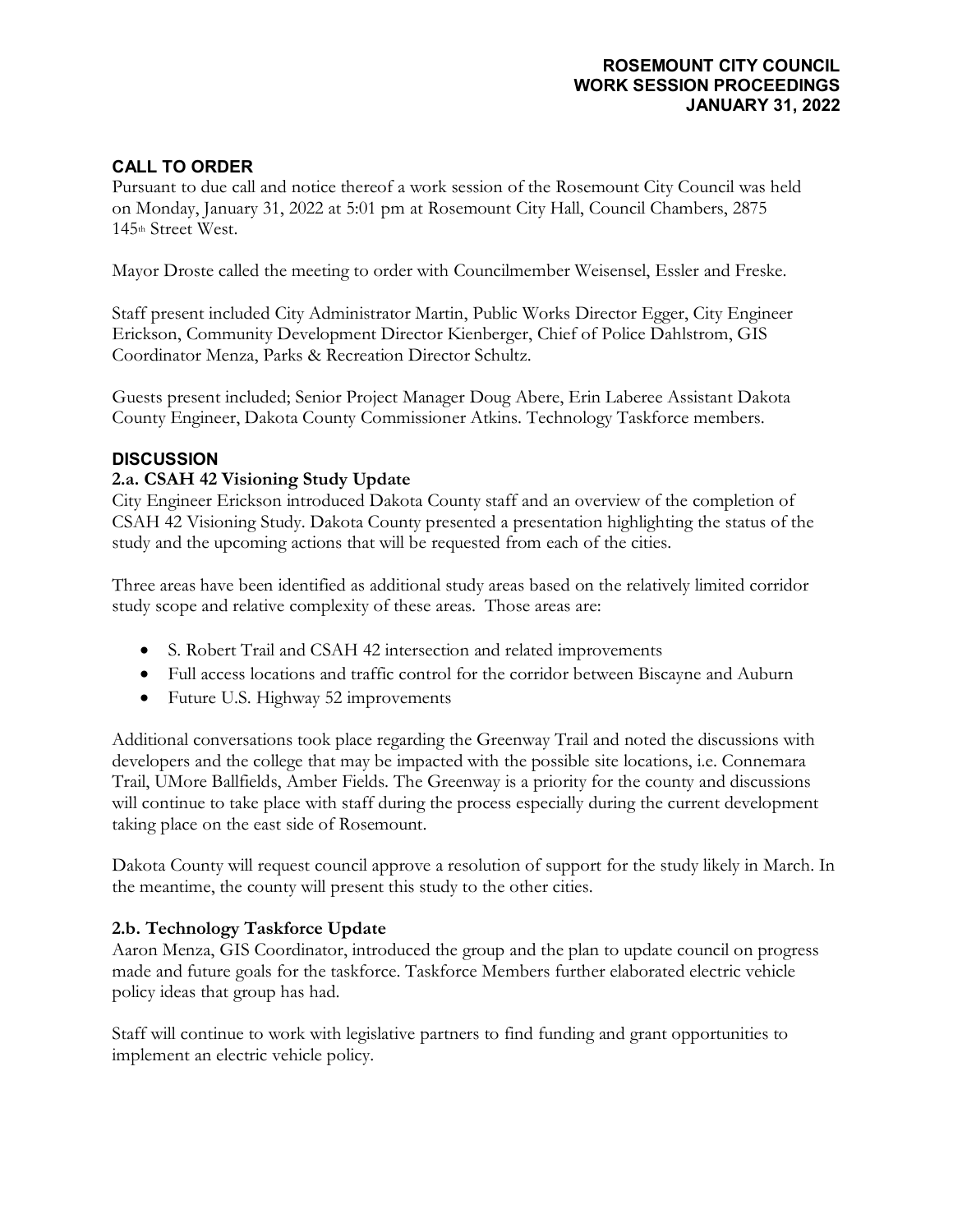**ROSEMOUNT CITY COUNCIL**
**WORK SESSION PROCEEDINGS**
**JANUARY 31, 2022**

## CALL TO ORDER

Pursuant to due call and notice thereof a work session of the Rosemount City Council was held on Monday, January 31, 2022 at 5:01 pm at Rosemount City Hall, Council Chambers, 2875 145th Street West.

Mayor Droste called the meeting to order with Councilmember Weisensel, Essler and Freske.

Staff present included City Administrator Martin, Public Works Director Egger, City Engineer Erickson, Community Development Director Kienberger, Chief of Police Dahlstrom, GIS Coordinator Menza, Parks & Recreation Director Schultz.

Guests present included; Senior Project Manager Doug Abere, Erin Laberee Assistant Dakota County Engineer, Dakota County Commissioner Atkins. Technology Taskforce members.

## DISCUSSION

### 2.a. CSAH 42 Visioning Study Update

City Engineer Erickson introduced Dakota County staff and an overview of the completion of CSAH 42 Visioning Study. Dakota County presented a presentation highlighting the status of the study and the upcoming actions that will be requested from each of the cities.

Three areas have been identified as additional study areas based on the relatively limited corridor study scope and relative complexity of these areas. Those areas are:

- S. Robert Trail and CSAH 42 intersection and related improvements
- Full access locations and traffic control for the corridor between Biscayne and Auburn
- Future U.S. Highway 52 improvements

Additional conversations took place regarding the Greenway Trail and noted the discussions with developers and the college that may be impacted with the possible site locations, i.e. Connemara Trail, UMore Ballfields, Amber Fields. The Greenway is a priority for the county and discussions will continue to take place with staff during the process especially during the current development taking place on the east side of Rosemount.

Dakota County will request council approve a resolution of support for the study likely in March. In the meantime, the county will present this study to the other cities.

### 2.b. Technology Taskforce Update

Aaron Menza, GIS Coordinator, introduced the group and the plan to update council on progress made and future goals for the taskforce. Taskforce Members further elaborated electric vehicle policy ideas that group has had.

Staff will continue to work with legislative partners to find funding and grant opportunities to implement an electric vehicle policy.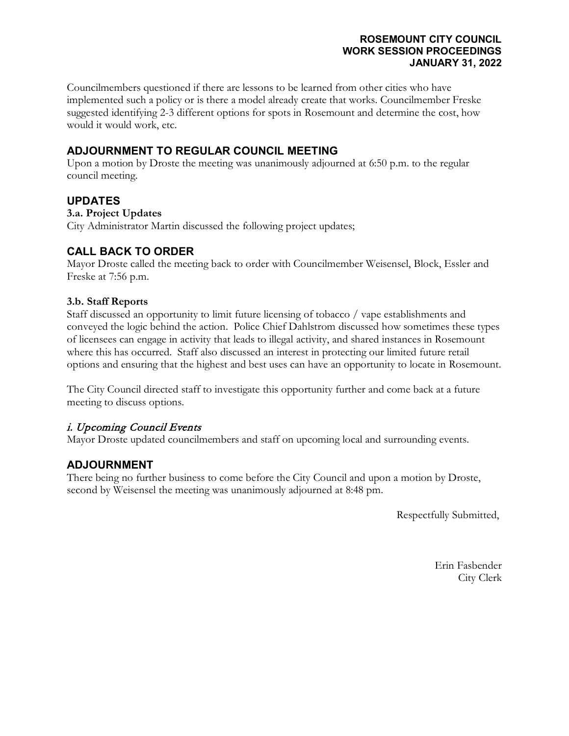Councilmembers questioned if there are lessons to be learned from other cities who have implemented such a policy or is there a model already create that works. Councilmember Freske suggested identifying 2-3 different options for spots in Rosemount and determine the cost, how would it would work, etc.

## ADJOURNMENT TO REGULAR COUNCIL MEETING

Upon a motion by Droste the meeting was unanimously adjourned at 6:50 p.m. to the regular council meeting.

## UPDATES

**3.a. Project Updates**

City Administrator Martin discussed the following project updates;

## CALL BACK TO ORDER

Mayor Droste called the meeting back to order with Councilmember Weisensel, Block, Essler and Freske at 7:56 p.m.

**3.b. Staff Reports**

Staff discussed an opportunity to limit future licensing of tobacco / vape establishments and conveyed the logic behind the action. Police Chief Dahlstrom discussed how sometimes these types of licensees can engage in activity that leads to illegal activity, and shared instances in Rosemount where this has occurred. Staff also discussed an interest in protecting our limited future retail options and ensuring that the highest and best uses can have an opportunity to locate in Rosemount.

The City Council directed staff to investigate this opportunity further and come back at a future meeting to discuss options.

### *i. Upcoming Council Events*

Mayor Droste updated councilmembers and staff on upcoming local and surrounding events.

## ADJOURNMENT

There being no further business to come before the City Council and upon a motion by Droste, second by Weisensel the meeting was unanimously adjourned at 8:48 pm.

Respectfully Submitted,

Erin Fasbender
City Clerk